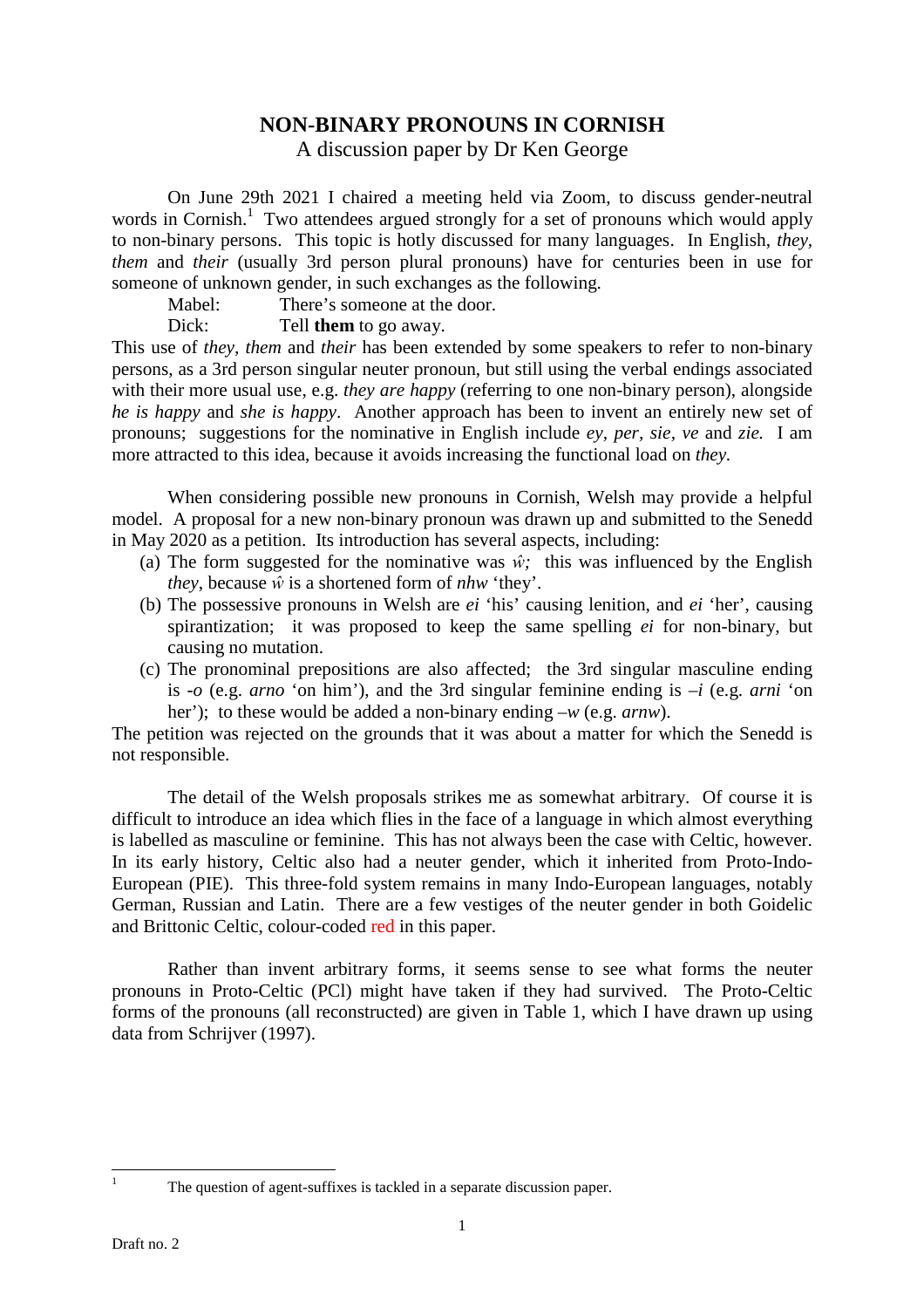# NON-BINARY PRONOUNS IN CORNISH

A discussion paper by Dr Ken George

On June 29th 2021 I chaired a meeting held via Zoom, to discuss gender-neutral words in Cornish.[1] Two attendees argued strongly for a set of pronouns which would apply to non-binary persons. This topic is hotly discussed for many languages. In English, *they*, *them* and *their* (usually 3rd person plural pronouns) have for centuries been in use for someone of unknown gender, in such exchanges as the following.

Mabel: There's someone at the door.
Dick: Tell **them** to go away.

This use of *they*, *them* and *their* has been extended by some speakers to refer to non-binary persons, as a 3rd person singular neuter pronoun, but still using the verbal endings associated with their more usual use, e.g. *they are happy* (referring to one non-binary person), alongside *he is happy* and *she is happy*. Another approach has been to invent an entirely new set of pronouns; suggestions for the nominative in English include *ey*, *per*, *sie*, *ve* and *zie*. I am more attracted to this idea, because it avoids increasing the functional load on *they*.

When considering possible new pronouns in Cornish, Welsh may provide a helpful model. A proposal for a new non-binary pronoun was drawn up and submitted to the Senedd in May 2020 as a petition. Its introduction has several aspects, including:

(a) The form suggested for the nominative was *ŵ;* this was influenced by the English *they*, because *ŵ* is a shortened form of *nhw* 'they'.
(b) The possessive pronouns in Welsh are *ei* 'his' causing lenition, and *ei* 'her', causing spirantization; it was proposed to keep the same spelling *ei* for non-binary, but causing no mutation.
(c) The pronominal prepositions are also affected; the 3rd singular masculine ending is *-o* (e.g. *arno* 'on him'), and the 3rd singular feminine ending is *–i* (e.g. *arni* 'on her'); to these would be added a non-binary ending *–w* (e.g. *arnw*).

The petition was rejected on the grounds that it was about a matter for which the Senedd is not responsible.

The detail of the Welsh proposals strikes me as somewhat arbitrary. Of course it is difficult to introduce an idea which flies in the face of a language in which almost everything is labelled as masculine or feminine. This has not always been the case with Celtic, however. In its early history, Celtic also had a neuter gender, which it inherited from Proto-Indo-European (PIE). This three-fold system remains in many Indo-European languages, notably German, Russian and Latin. There are a few vestiges of the neuter gender in both Goidelic and Brittonic Celtic, colour-coded red in this paper.

Rather than invent arbitrary forms, it seems sense to see what forms the neuter pronouns in Proto-Celtic (PCl) might have taken if they had survived. The Proto-Celtic forms of the pronouns (all reconstructed) are given in Table 1, which I have drawn up using data from Schrijver (1997).

[1] The question of agent-suffixes is tackled in a separate discussion paper.

Draft no. 2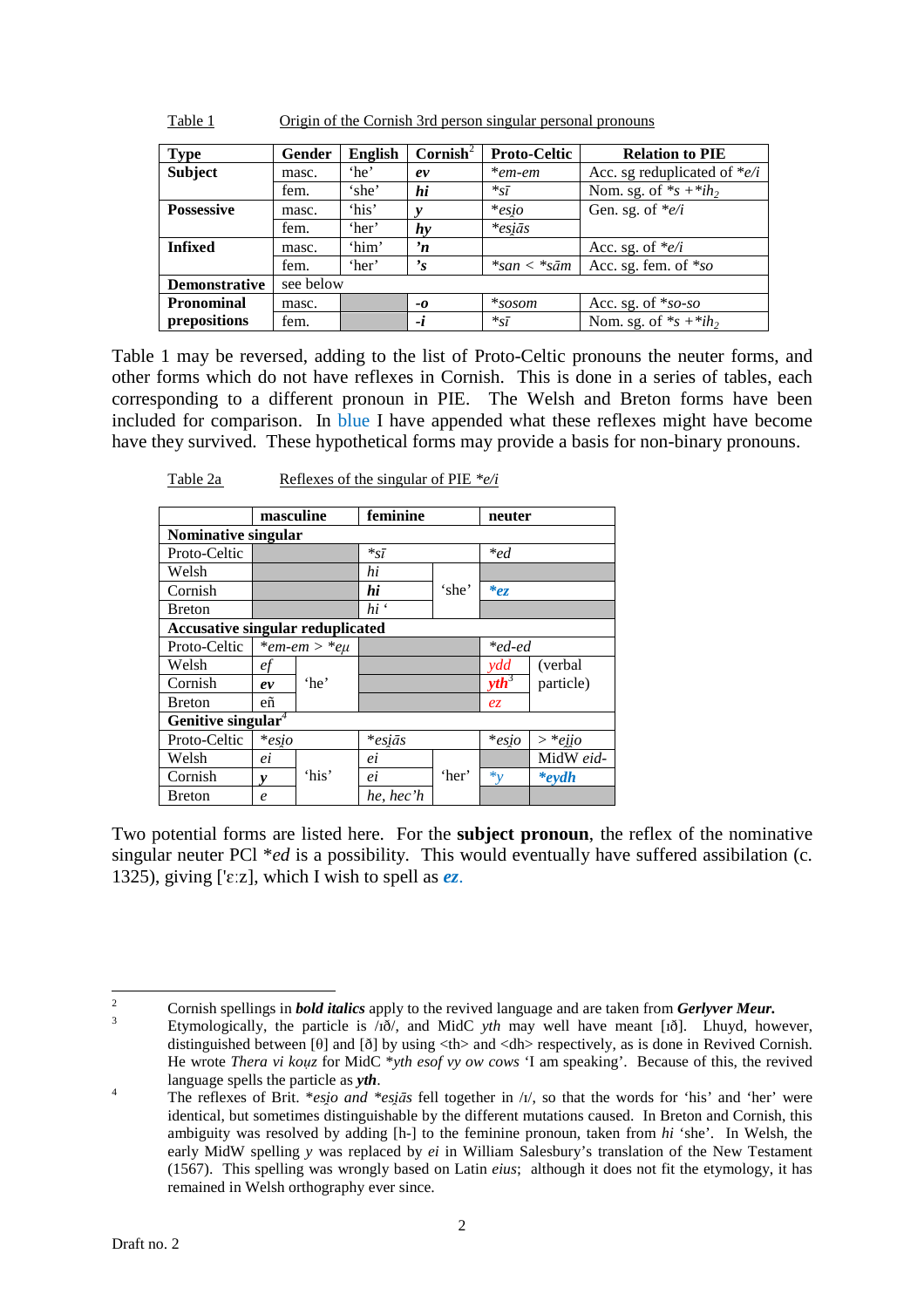Table 1 Origin of the Cornish 3rd person singular personal pronouns

| Type | Gender | English | Cornish[2] | Proto-Celtic | Relation to PIE |
|---|---|---|---|---|---|
| **Subject** | masc. | 'he' | ***ev*** | **em-em* | Acc. sg reduplicated of **e/i* |
| | fem. | 'she' | ***hi*** | **sī* | Nom. sg. of *s + *ih$_2$ |
| **Possessive** | masc. | 'his' | ***y*** | **esi̯o* | Gen. sg. of **e/i* |
| | fem. | 'her' | ***hy*** | **esi̯ās* | |
| **Infixed** | masc. | 'him' | ***'n*** | | Acc. sg. of **e/i* |
| | fem. | 'her' | ***'s*** | **san* < **sām* | Acc. sg. fem. of **so* |
| **Demonstrative** | see below | | | | |
| **Pronominal prepositions** | masc. | | ***-o*** | **sosom* | Acc. sg. of **so-so* |
| | fem. | | ***-i*** | **sī* | Nom. sg. of *s + *ih$_2$ |

Table 1 may be reversed, adding to the list of Proto-Celtic pronouns the neuter forms, and other forms which do not have reflexes in Cornish. This is done in a series of tables, each corresponding to a different pronoun in PIE. The Welsh and Breton forms have been included for comparison. In blue I have appended what these reflexes might have become have they survived. These hypothetical forms may provide a basis for non-binary pronouns.

Table 2a Reflexes of the singular of PIE **e/i*

| | masculine | | feminine | | neuter | |
|---|---|---|---|---|---|---|
| **Nominative singular** | | | | | | |
| Proto-Celtic | | | **sī* | 'she' | **ed* | |
| Welsh | | | *hi* | | | |
| Cornish | | | ***hi*** | | ***\*ez*** | |
| Breton | | | *hi '* | | | |
| **Accusative singular reduplicated** | | | | | | |
| Proto-Celtic | **em-em* > **eu̯* | 'he' | | | **ed-ed* | (verbal particle) |
| Welsh | *ef* | | | | *ydd* | |
| Cornish | ***ev*** | | | | ***yth***[3] | |
| Breton | *eñ* | | | | *ez* | |
| **Genitive singular**[4] | | | | | | |
| Proto-Celtic | **esi̯o* | 'his' | **esi̯ās* | 'her' | **esi̯o* | > **ei̯i̯o* |
| Welsh | *ei* | | *ei* | | | MidW *eid-* |
| Cornish | ***y*** | | *ei* | | **y* | ***\*eydh*** |
| Breton | *e* | | *he, hec'h* | | | |

Two potential forms are listed here. For the **subject pronoun**, the reflex of the nominative singular neuter PCl **ed* is a possibility. This would eventually have suffered assibilation (c. 1325), giving ['ɛːz], which I wish to spell as ***ez***.

---

[2] Cornish spellings in ***bold italics*** apply to the revived language and are taken from ***Gerlyver Meur.***

[3] Etymologically, the particle is /ɪð/, and MidC *yth* may well have meant [ɪð]. Lhuyd, however, distinguished between [θ] and [ð] by using <th> and <dh> respectively, as is done in Revived Cornish. He wrote *Thera vi kou̯z* for MidC **yth esof vy ow cows* 'I am speaking'. Because of this, the revived language spells the particle as ***yth***.

[4] The reflexes of Brit. **esi̯o and *esi̯ās* fell together in /ɪ/, so that the words for 'his' and 'her' were identical, but sometimes distinguishable by the different mutations caused. In Breton and Cornish, this ambiguity was resolved by adding [h-] to the feminine pronoun, taken from *hi* 'she'. In Welsh, the early MidW spelling *y* was replaced by *ei* in William Salesbury's translation of the New Testament (1567). This spelling was wrongly based on Latin *eius*; although it does not fit the etymology, it has remained in Welsh orthography ever since.

Draft no. 2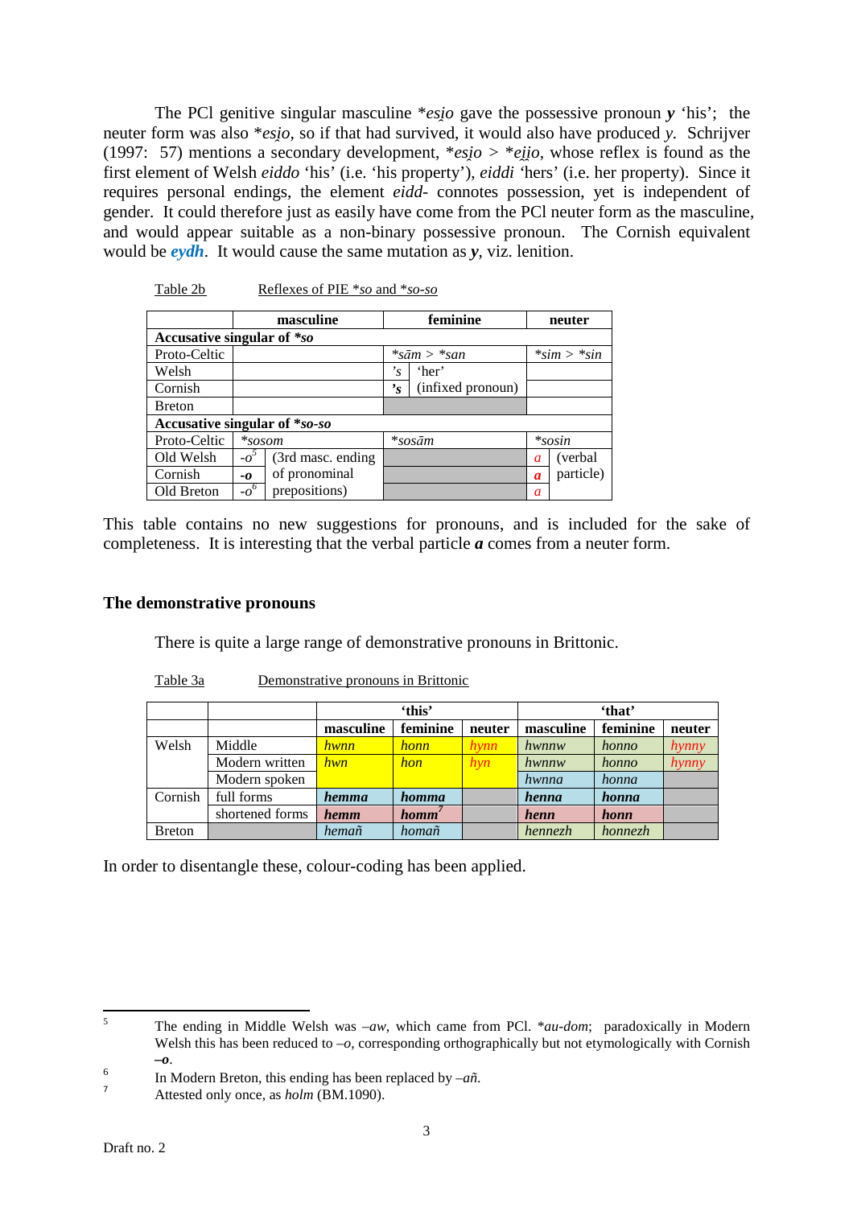The PCl genitive singular masculine **esi̯o* gave the possessive pronoun ***y*** 'his'; the neuter form was also **esi̯o*, so if that had survived, it would also have produced *y*. Schrijver (1997: 57) mentions a secondary development, **esi̯o* > **ei̯i̯o*, whose reflex is found as the first element of Welsh *eiddo* 'his' (i.e. 'his property'), *eiddi* 'hers' (i.e. her property). Since it requires personal endings, the element *eidd-* connotes possession, yet is independent of gender. It could therefore just as easily have come from the PCl neuter form as the masculine, and would appear suitable as a non-binary possessive pronoun. The Cornish equivalent would be ***eydh***. It would cause the same mutation as ***y***, viz. lenition.

Table 2b Reflexes of PIE **so* and **so-so*

| | masculine | | feminine | | neuter | |
|---|---|---|---|---|---|---|
| **Accusative singular of *so** | | | | | | |
| Proto-Celtic | | | **sām* > **san* | | **sim* > **sin* | |
| Welsh | | | *'s* | 'her' | | |
| Cornish | | | ***'s*** | (infixed pronoun) | | |
| Breton | | | | | | |
| **Accusative singular of *so-so** | | | | | | |
| Proto-Celtic | **sosom* | | **sosām* | | **sosin* | |
| Old Welsh | *-o*[5] | (3rd masc. ending of pronominal prepositions) | | | *a* | (verbal particle) |
| Cornish | ***-o*** | | | | ***a*** | |
| Old Breton | *-o*[6] | | | | *a* | |

This table contains no new suggestions for pronouns, and is included for the sake of completeness. It is interesting that the verbal particle ***a*** comes from a neuter form.

## The demonstrative pronouns

There is quite a large range of demonstrative pronouns in Brittonic.

Table 3a Demonstrative pronouns in Brittonic

| | | 'this' | | | 'that' | | |
|---|---|---|---|---|---|---|---|
| | | masculine | feminine | neuter | masculine | feminine | neuter |
| Welsh | Middle | *hwnn* | *honn* | *hynn* | *hwnnw* | *honno* | *hynny* |
| | Modern written | *hwn* | *hon* | *hyn* | *hwnnw* | *honno* | *hynny* |
| | Modern spoken | | | | *hwnna* | *honna* | |
| Cornish | full forms | ***hemma*** | ***homma*** | | ***henna*** | ***honna*** | |
| | shortened forms | ***hemm*** | ***homm***[7] | | ***henn*** | ***honn*** | |
| Breton | | *hemañ* | *homañ* | | *hennezh* | *honnezh* | |

In order to disentangle these, colour-coding has been applied.

[5] The ending in Middle Welsh was *–aw*, which came from PCl. **au-dom*; paradoxically in Modern Welsh this has been reduced to *–o*, corresponding orthographically but not etymologically with Cornish ***–o***.

[6] In Modern Breton, this ending has been replaced by *–añ*.

[7] Attested only once, as *holm* (BM.1090).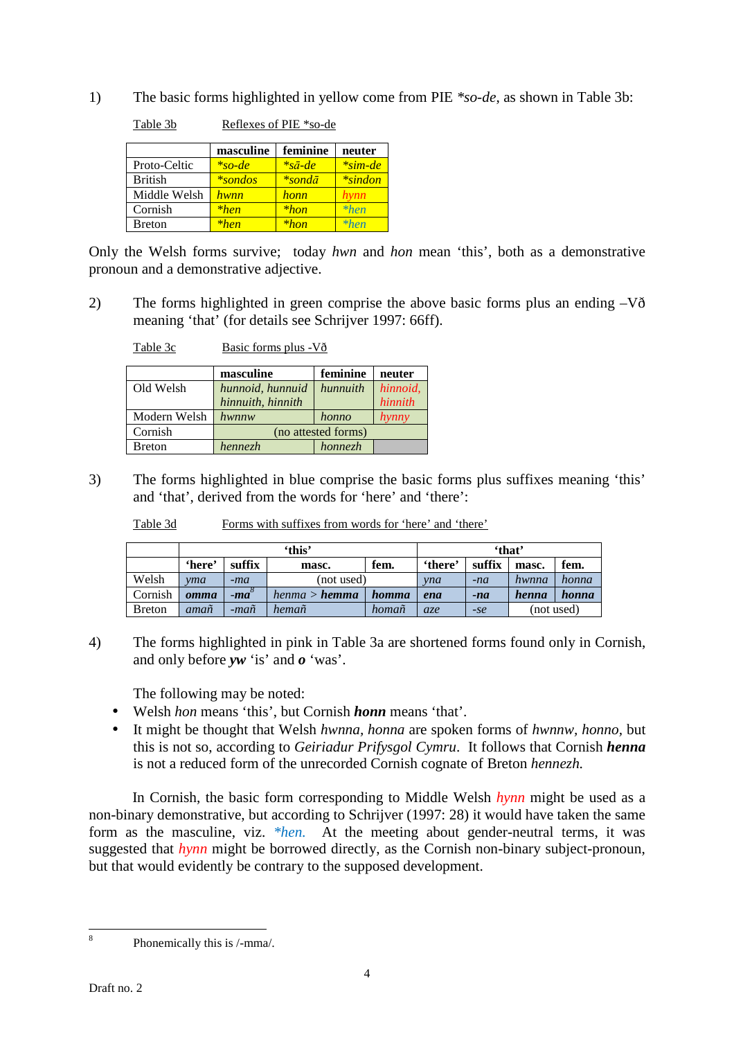1) The basic forms highlighted in yellow come from PIE *\*so-de*, as shown in Table 3b:

Table 3b Reflexes of PIE \*so-de

| | masculine | feminine | neuter |
|---|---|---|---|
| Proto-Celtic | *\*so-de* | *\*sā-de* | *\*sim-de* |
| British | *\*sondos* | *\*sondā* | *\*sindon* |
| Middle Welsh | *hwnn* | *honn* | *hynn* |
| Cornish | *\*hen* | *\*hon* | *\*hen* |
| Breton | *\*hen* | *\*hon* | *\*hen* |

Only the Welsh forms survive; today *hwn* and *hon* mean 'this', both as a demonstrative pronoun and a demonstrative adjective.

2) The forms highlighted in green comprise the above basic forms plus an ending –Vð meaning 'that' (for details see Schrijver 1997: 66ff).

Table 3c Basic forms plus -Vð

| | masculine | feminine | neuter |
|---|---|---|---|
| Old Welsh | *hunnoid, hunnuid hinnuith, hinnith* | *hunnuith* | *hinnoid, hinnith* |
| Modern Welsh | *hwnnw* | *honno* | *hynny* |
| Cornish | (no attested forms) | | |
| Breton | *hennezh* | *honnezh* | |

3) The forms highlighted in blue comprise the basic forms plus suffixes meaning 'this' and 'that', derived from the words for 'here' and 'there':

Table 3d Forms with suffixes from words for 'here' and 'there'

| | 'this' | | | | 'that' | | | |
|---|---|---|---|---|---|---|---|---|
| | 'here' | suffix | masc. | fem. | 'there' | suffix | masc. | fem. |
| Welsh | *yma* | *-ma* | (not used) | | *yna* | *-na* | *hwnna* | *honna* |
| Cornish | ***omma*** | ***-ma***[8] | *henna* > ***hemma*** | ***homma*** | ***ena*** | ***-na*** | ***henna*** | ***honna*** |
| Breton | *amañ* | *-mañ* | *hemañ* | *homañ* | *aze* | *-se* | (not used) | |

4) The forms highlighted in pink in Table 3a are shortened forms found only in Cornish, and only before ***yw*** 'is' and ***o*** 'was'.

The following may be noted:

- Welsh *hon* means 'this', but Cornish ***honn*** means 'that'.
- It might be thought that Welsh *hwnna, honna* are spoken forms of *hwnnw, honno,* but this is not so, according to *Geiriadur Prifysgol Cymru*. It follows that Cornish ***henna*** is not a reduced form of the unrecorded Cornish cognate of Breton *hennezh.*

In Cornish, the basic form corresponding to Middle Welsh *hynn* might be used as a non-binary demonstrative, but according to Schrijver (1997: 28) it would have taken the same form as the masculine, viz. *\*hen.* At the meeting about gender-neutral terms, it was suggested that *hynn* might be borrowed directly, as the Cornish non-binary subject-pronoun, but that would evidently be contrary to the supposed development.

---

[8] Phonemically this is /-mma/.

Draft no. 2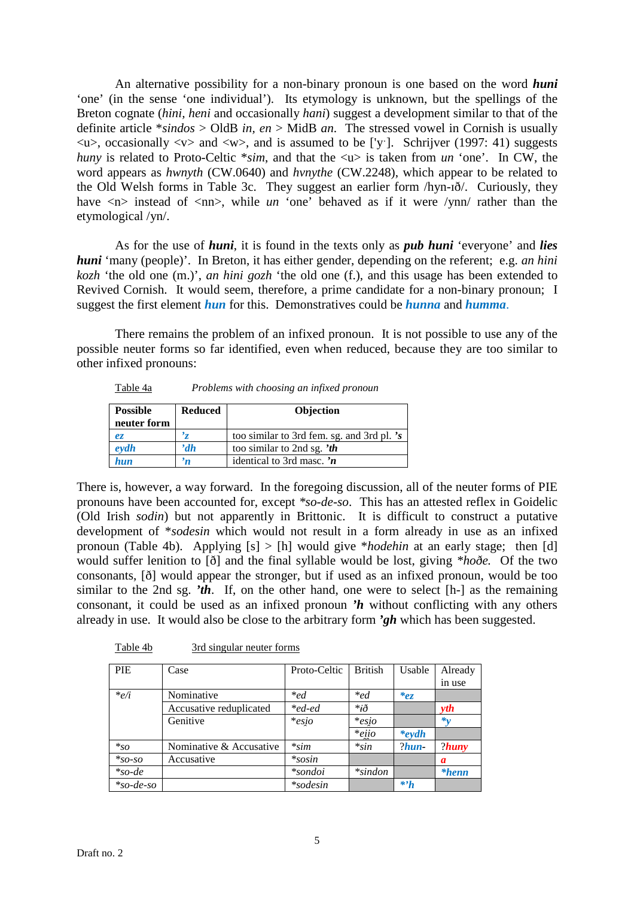An alternative possibility for a non-binary pronoun is one based on the word ***huni*** 'one' (in the sense 'one individual'). Its etymology is unknown, but the spellings of the Breton cognate (*hini*, *heni* and occasionally *hani*) suggest a development similar to that of the definite article \**sindos* > OldB *in*, *en* > MidB *an*. The stressed vowel in Cornish is usually <u>, occasionally <v> and <w>, and is assumed to be ['yˑ]. Schrijver (1997: 41) suggests *huny* is related to Proto-Celtic \**sim*, and that the <u> is taken from *un* 'one'. In CW, the word appears as *hwnyth* (CW.0640) and *hvnythe* (CW.2248), which appear to be related to the Old Welsh forms in Table 3c. They suggest an earlier form /hyn-ɪð/. Curiously, they have <n> instead of <nn>, while *un* 'one' behaved as if it were /ynn/ rather than the etymological /yn/.

As for the use of ***huni***, it is found in the texts only as ***pub huni*** 'everyone' and ***lies huni*** 'many (people)'. In Breton, it has either gender, depending on the referent; e.g. *an hini kozh* 'the old one (m.)', *an hini gozh* 'the old one (f.), and this usage has been extended to Revived Cornish. It would seem, therefore, a prime candidate for a non-binary pronoun; I suggest the first element ***hun*** for this. Demonstratives could be ***hunna*** and ***humma***.

There remains the problem of an infixed pronoun. It is not possible to use any of the possible neuter forms so far identified, even when reduced, because they are too similar to other infixed pronouns:

Table 4a *Problems with choosing an infixed pronoun*

| Possible neuter form | Reduced | Objection |
|---|---|---|
| ***ez*** | ***'z*** | too similar to 3rd fem. sg. and 3rd pl. ***'s*** |
| ***eydh*** | ***'dh*** | too similar to 2nd sg. ***'th*** |
| ***hun*** | ***'n*** | identical to 3rd masc. ***'n*** |

There is, however, a way forward. In the foregoing discussion, all of the neuter forms of PIE pronouns have been accounted for, except \**so-de-so*. This has an attested reflex in Goidelic (Old Irish *sodin*) but not apparently in Brittonic. It is difficult to construct a putative development of \**sodesin* which would not result in a form already in use as an infixed pronoun (Table 4b). Applying [s] > [h] would give \**hodehin* at an early stage; then [d] would suffer lenition to [ð] and the final syllable would be lost, giving \**hoðe.* Of the two consonants, [ð] would appear the stronger, but if used as an infixed pronoun, would be too similar to the 2nd sg. ***'th***. If, on the other hand, one were to select [h-] as the remaining consonant, it could be used as an infixed pronoun ***'h*** without conflicting with any others already in use. It would also be close to the arbitrary form ***'gh*** which has been suggested.

Table 4b 3rd singular neuter forms

| PIE | Case | Proto-Celtic | British | Usable | Already in use |
|---|---|---|---|---|---|
| \**e/i* | Nominative | \**ed* | \**ed* | ***\*ez*** | |
| | Accusative reduplicated | \**ed-ed* | \**ið* | | ***yth*** |
| | Genitive | \**esi̯o* | \**esi̯o* | | ***\*y*** |
| | | | \**ei̯i̯o* | ***\*eydh*** | |
| \**so* | Nominative & Accusative | \**sim* | \**sin* | ?***hun-*** | ?***huny*** |
| \**so-so* | Accusative | \**sosin* | | | ***a*** |
| \**so-de* | | \**sondoi* | \**sindon* | | ***\*henn*** |
| \**so-de-so* | | \**sodesin* | | ***\*'h*** | |

Draft no. 2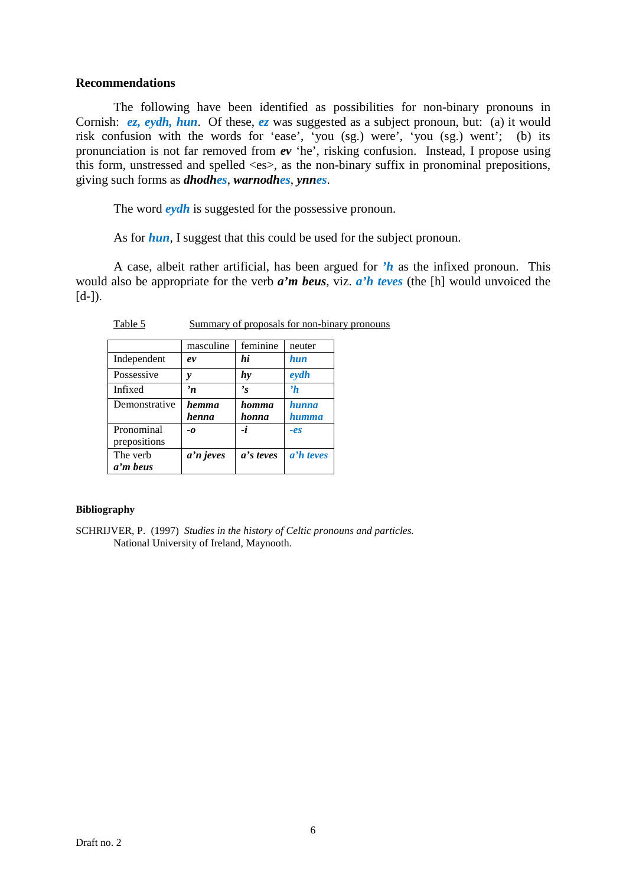## Recommendations

The following have been identified as possibilities for non-binary pronouns in Cornish: ***ez, eydh, hun***. Of these, ***ez*** was suggested as a subject pronoun, but: (a) it would risk confusion with the words for 'ease', 'you (sg.) were', 'you (sg.) went'; (b) its pronunciation is not far removed from ***ev*** 'he', risking confusion. Instead, I propose using this form, unstressed and spelled <es>, as the non-binary suffix in pronominal prepositions, giving such forms as ***dhodhes***, ***warnodhes***, ***ynnes***.

The word ***eydh*** is suggested for the possessive pronoun.

As for ***hun***, I suggest that this could be used for the subject pronoun.

A case, albeit rather artificial, has been argued for ***'h*** as the infixed pronoun. This would also be appropriate for the verb ***a'm beus***, viz. ***a'h teves*** (the [h] would unvoiced the [d-]).

Table 5 Summary of proposals for non-binary pronouns

| | masculine | feminine | neuter |
|---|---|---|---|
| Independent | ***ev*** | ***hi*** | ***hun*** |
| Possessive | ***y*** | ***hy*** | ***eydh*** |
| Infixed | ***'n*** | ***'s*** | ***'h*** |
| Demonstrative | ***hemma*** ***henna*** | ***homma*** ***honna*** | ***hunna*** ***humma*** |
| Pronominal prepositions | ***-o*** | ***-i*** | ***-es*** |
| The verb ***a'm beus*** | ***a'n jeves*** | ***a's teves*** | ***a'h teves*** |

#### Bibliography

SCHRIJVER, P. (1997) *Studies in the history of Celtic pronouns and particles.* National University of Ireland, Maynooth.

Draft no. 2